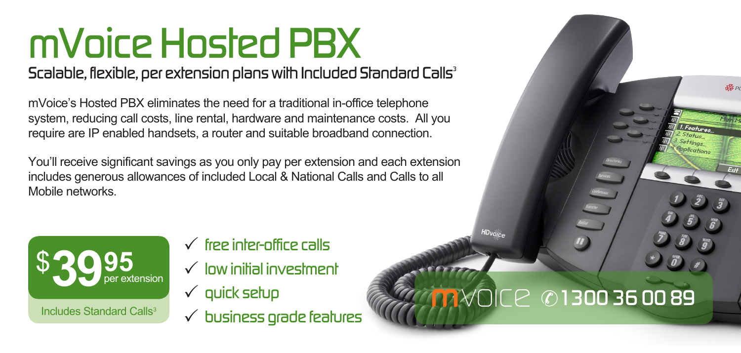# mVoice Hosted PBX

## Scalable, flexible, per extension plans with Included Standard Calls[3]

mVoice's Hosted PBX eliminates the need for a traditional in-office telephone system, reducing call costs, line rental, hardware and maintenance costs. All you require are IP enabled handsets, a router and suitable broadband connection.

You'll receive significant savings as you only pay per extension and each extension includes generous allowances of included Local & National Calls and Calls to all Mobile networks.

**$39.95** per extension

Includes Standard Calls[3]

- ✓ free inter-office calls
- ✓ low initial investment
- ✓ quick setup
- ✓ business grade features

mVOICE 1300 36 00 89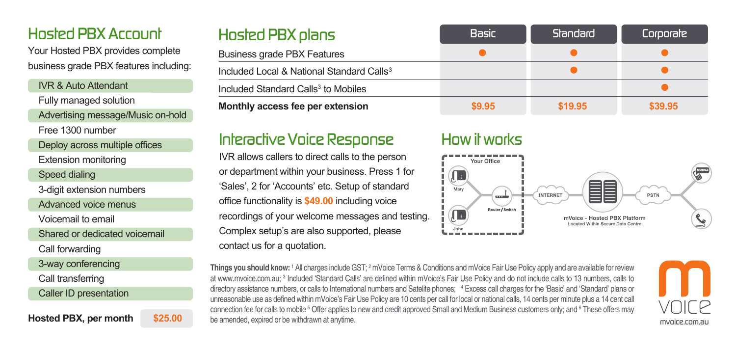## Hosted PBX Account

Your Hosted PBX provides complete business grade PBX features including:

- IVR & Auto Attendant
- Fully managed solution
- Advertising message/Music on-hold
- Free 1300 number
- Deploy across multiple offices
- Extension monitoring
- Speed dialing
- 3-digit extension numbers
- Advanced voice menus
- Voicemail to email
- Shared or dedicated voicemail
- Call forwarding
- 3-way conferencing
- Call transferring
- Caller ID presentation

**Hosted PBX, per month** **$25.00**

## Hosted PBX plans

| Hosted PBX plans | Basic | Standard | Corporate |
|---|---|---|---|
| Business grade PBX Features | ● | ● | ● |
| Included Local & National Standard Calls[3] | | ● | ● |
| Included Standard Calls[3] to Mobiles | | | ● |
| **Monthly access fee per extension** | **$9.95** | **$19.95** | **$39.95** |

## Interactive Voice Response

IVR allows callers to direct calls to the person or department within your business. Press 1 for 'Sales', 2 for 'Accounts' etc. Setup of standard office functionality is **$49.00** including voice recordings of your welcome messages and testing. Complex setup's are also supported, please contact us for a quotation.

## How it works

Your Office
Mary
Router / Switch
John
INTERNET
mVoice - Hosted PBX Platform
Located Within Secure Data Centre
PSTN
MOBILE

**Things you should know:** [1] All charges include GST; [2] mVoice Terms & Conditions and mVoice Fair Use Policy apply and are available for review at www.mvoice.com.au; [3] Included 'Standard Calls' are defined within mVoice's Fair Use Policy and do not include calls to 13 numbers, calls to directory assistance numbers, or calls to International numbers and Satelite phones; [4] Excess call charges for the 'Basic' and 'Standard' plans or unreasonable use as defined within mVoice's Fair Use Policy are 10 cents per call for local or national calls, 14 cents per minute plus a 14 cent call connection fee for calls to mobile [5] Offer applies to new and credit approved Small and Medium Business customers only; and [6] These offers may be amended, expired or be withdrawn at anytime.

m voice
mvoice.com.au